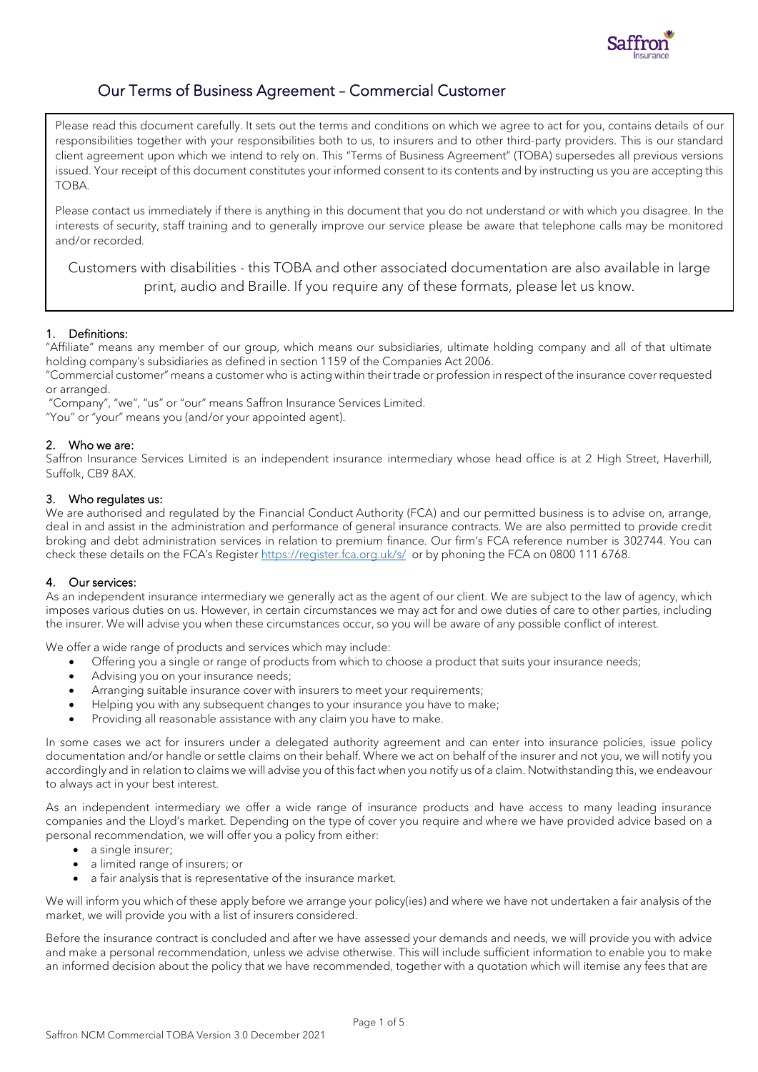# Our Terms of Business Agreement – Commercial Customer

Please read this document carefully. It sets out the terms and conditions on which we agree to act for you, contains details of our responsibilities together with your responsibilities both to us, to insurers and to other third-party providers. This is our standard client agreement upon which we intend to rely on. This "Terms of Business Agreement" (TOBA) supersedes all previous versions issued. Your receipt of this document constitutes your informed consent to its contents and by instructing us you are accepting this TOBA.

Please contact us immediately if there is anything in this document that you do not understand or with which you disagree. In the interests of security, staff training and to generally improve our service please be aware that telephone calls may be monitored and/or recorded.

Customers with disabilities - this TOBA and other associated documentation are also available in large print, audio and Braille. If you require any of these formats, please let us know.

## 1. Definitions:

"Affiliate" means any member of our group, which means our subsidiaries, ultimate holding company and all of that ultimate holding company's subsidiaries as defined in section 1159 of the Companies Act 2006.

"Commercial customer" means a customer who is acting within their trade or profession in respect of the insurance cover requested or arranged.

"Company", "we", "us" or "our" means Saffron Insurance Services Limited.

"You" or "your" means you (and/or your appointed agent).

## 2. Who we are:

Saffron Insurance Services Limited is an independent insurance intermediary whose head office is at 2 High Street, Haverhill, Suffolk, CB9 8AX.

## 3. Who regulates us:

We are authorised and regulated by the Financial Conduct Authority (FCA) and our permitted business is to advise on, arrange, deal in and assist in the administration and performance of general insurance contracts. We are also permitted to provide credit broking and debt administration services in relation to premium finance. Our firm's FCA reference number is 302744. You can check these details on the FCA's Register https://register.fca.org.uk/s/ or by phoning the FCA on 0800 111 6768.

## 4. Our services:

As an independent insurance intermediary we generally act as the agent of our client. We are subject to the law of agency, which imposes various duties on us. However, in certain circumstances we may act for and owe duties of care to other parties, including the insurer. We will advise you when these circumstances occur, so you will be aware of any possible conflict of interest.

We offer a wide range of products and services which may include:

- Offering you a single or range of products from which to choose a product that suits your insurance needs;
- Advising you on your insurance needs;
- Arranging suitable insurance cover with insurers to meet your requirements;
- Helping you with any subsequent changes to your insurance you have to make;
- Providing all reasonable assistance with any claim you have to make.

In some cases we act for insurers under a delegated authority agreement and can enter into insurance policies, issue policy documentation and/or handle or settle claims on their behalf. Where we act on behalf of the insurer and not you, we will notify you accordingly and in relation to claims we will advise you of this fact when you notify us of a claim. Notwithstanding this, we endeavour to always act in your best interest.

As an independent intermediary we offer a wide range of insurance products and have access to many leading insurance companies and the Lloyd's market. Depending on the type of cover you require and where we have provided advice based on a personal recommendation, we will offer you a policy from either:

- a single insurer;
- a limited range of insurers; or
- a fair analysis that is representative of the insurance market.

We will inform you which of these apply before we arrange your policy(ies) and where we have not undertaken a fair analysis of the market, we will provide you with a list of insurers considered.

Before the insurance contract is concluded and after we have assessed your demands and needs, we will provide you with advice and make a personal recommendation, unless we advise otherwise. This will include sufficient information to enable you to make an informed decision about the policy that we have recommended, together with a quotation which will itemise any fees that are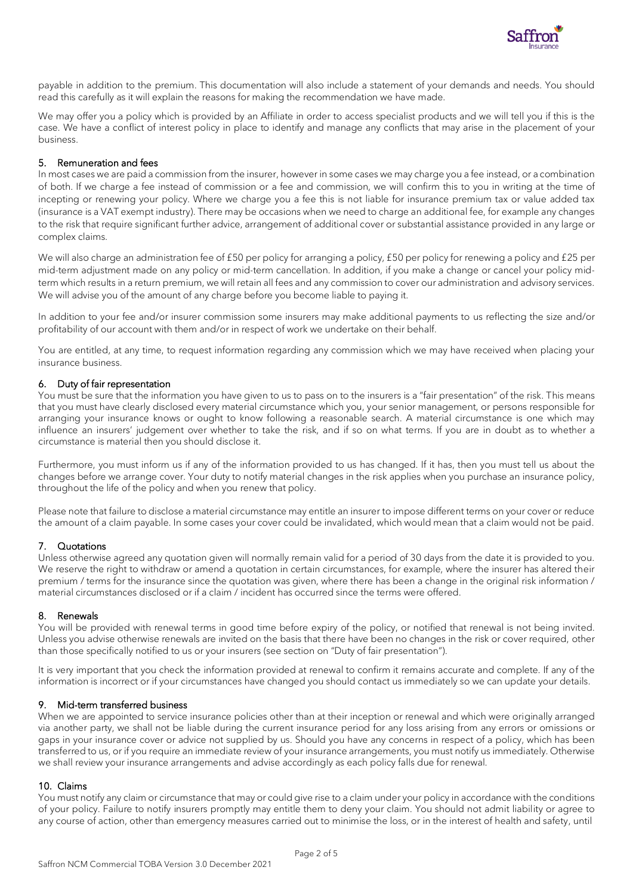payable in addition to the premium. This documentation will also include a statement of your demands and needs. You should read this carefully as it will explain the reasons for making the recommendation we have made.

We may offer you a policy which is provided by an Affiliate in order to access specialist products and we will tell you if this is the case. We have a conflict of interest policy in place to identify and manage any conflicts that may arise in the placement of your business.

## 5. Remuneration and fees

In most cases we are paid a commission from the insurer, however in some cases we may charge you a fee instead, or a combination of both. If we charge a fee instead of commission or a fee and commission, we will confirm this to you in writing at the time of incepting or renewing your policy. Where we charge you a fee this is not liable for insurance premium tax or value added tax (insurance is a VAT exempt industry). There may be occasions when we need to charge an additional fee, for example any changes to the risk that require significant further advice, arrangement of additional cover or substantial assistance provided in any large or complex claims.

We will also charge an administration fee of £50 per policy for arranging a policy, £50 per policy for renewing a policy and £25 per mid-term adjustment made on any policy or mid-term cancellation. In addition, if you make a change or cancel your policy mid-term which results in a return premium, we will retain all fees and any commission to cover our administration and advisory services. We will advise you of the amount of any charge before you become liable to paying it.

In addition to your fee and/or insurer commission some insurers may make additional payments to us reflecting the size and/or profitability of our account with them and/or in respect of work we undertake on their behalf.

You are entitled, at any time, to request information regarding any commission which we may have received when placing your insurance business.

## 6. Duty of fair representation

You must be sure that the information you have given to us to pass on to the insurers is a "fair presentation" of the risk. This means that you must have clearly disclosed every material circumstance which you, your senior management, or persons responsible for arranging your insurance knows or ought to know following a reasonable search. A material circumstance is one which may influence an insurers' judgement over whether to take the risk, and if so on what terms. If you are in doubt as to whether a circumstance is material then you should disclose it.

Furthermore, you must inform us if any of the information provided to us has changed. If it has, then you must tell us about the changes before we arrange cover. Your duty to notify material changes in the risk applies when you purchase an insurance policy, throughout the life of the policy and when you renew that policy.

Please note that failure to disclose a material circumstance may entitle an insurer to impose different terms on your cover or reduce the amount of a claim payable. In some cases your cover could be invalidated, which would mean that a claim would not be paid.

## 7. Quotations

Unless otherwise agreed any quotation given will normally remain valid for a period of 30 days from the date it is provided to you. We reserve the right to withdraw or amend a quotation in certain circumstances, for example, where the insurer has altered their premium / terms for the insurance since the quotation was given, where there has been a change in the original risk information / material circumstances disclosed or if a claim / incident has occurred since the terms were offered.

## 8. Renewals

You will be provided with renewal terms in good time before expiry of the policy, or notified that renewal is not being invited. Unless you advise otherwise renewals are invited on the basis that there have been no changes in the risk or cover required, other than those specifically notified to us or your insurers (see section on "Duty of fair presentation").

It is very important that you check the information provided at renewal to confirm it remains accurate and complete. If any of the information is incorrect or if your circumstances have changed you should contact us immediately so we can update your details.

## 9. Mid-term transferred business

When we are appointed to service insurance policies other than at their inception or renewal and which were originally arranged via another party, we shall not be liable during the current insurance period for any loss arising from any errors or omissions or gaps in your insurance cover or advice not supplied by us. Should you have any concerns in respect of a policy, which has been transferred to us, or if you require an immediate review of your insurance arrangements, you must notify us immediately. Otherwise we shall review your insurance arrangements and advise accordingly as each policy falls due for renewal.

## 10. Claims

You must notify any claim or circumstance that may or could give rise to a claim under your policy in accordance with the conditions of your policy. Failure to notify insurers promptly may entitle them to deny your claim. You should not admit liability or agree to any course of action, other than emergency measures carried out to minimise the loss, or in the interest of health and safety, until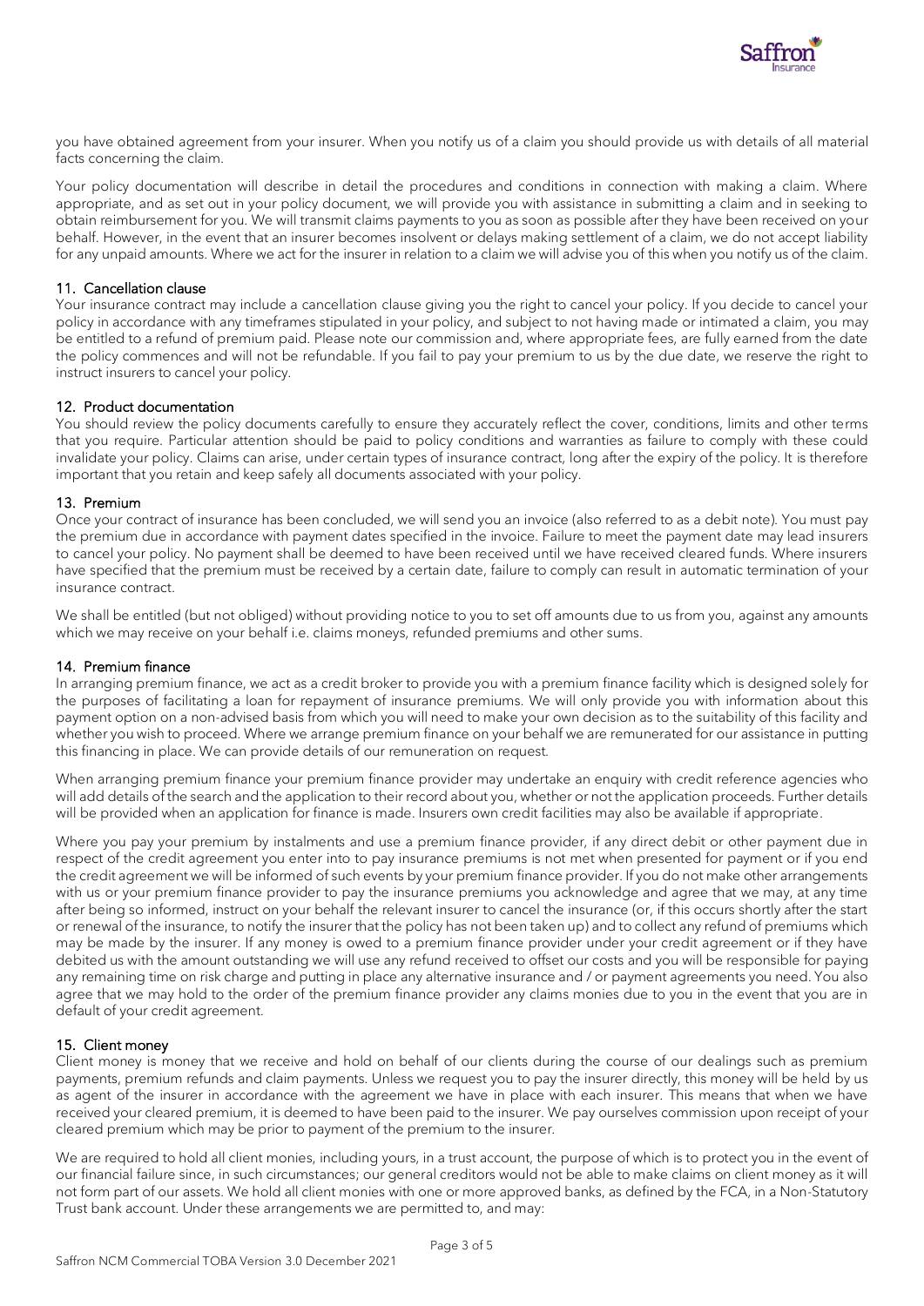you have obtained agreement from your insurer. When you notify us of a claim you should provide us with details of all material facts concerning the claim.

Your policy documentation will describe in detail the procedures and conditions in connection with making a claim. Where appropriate, and as set out in your policy document, we will provide you with assistance in submitting a claim and in seeking to obtain reimbursement for you. We will transmit claims payments to you as soon as possible after they have been received on your behalf. However, in the event that an insurer becomes insolvent or delays making settlement of a claim, we do not accept liability for any unpaid amounts. Where we act for the insurer in relation to a claim we will advise you of this when you notify us of the claim.

## 11. Cancellation clause

Your insurance contract may include a cancellation clause giving you the right to cancel your policy. If you decide to cancel your policy in accordance with any timeframes stipulated in your policy, and subject to not having made or intimated a claim, you may be entitled to a refund of premium paid. Please note our commission and, where appropriate fees, are fully earned from the date the policy commences and will not be refundable. If you fail to pay your premium to us by the due date, we reserve the right to instruct insurers to cancel your policy.

## 12. Product documentation

You should review the policy documents carefully to ensure they accurately reflect the cover, conditions, limits and other terms that you require. Particular attention should be paid to policy conditions and warranties as failure to comply with these could invalidate your policy. Claims can arise, under certain types of insurance contract, long after the expiry of the policy. It is therefore important that you retain and keep safely all documents associated with your policy.

## 13. Premium

Once your contract of insurance has been concluded, we will send you an invoice (also referred to as a debit note). You must pay the premium due in accordance with payment dates specified in the invoice. Failure to meet the payment date may lead insurers to cancel your policy. No payment shall be deemed to have been received until we have received cleared funds. Where insurers have specified that the premium must be received by a certain date, failure to comply can result in automatic termination of your insurance contract.

We shall be entitled (but not obliged) without providing notice to you to set off amounts due to us from you, against any amounts which we may receive on your behalf i.e. claims moneys, refunded premiums and other sums.

## 14. Premium finance

In arranging premium finance, we act as a credit broker to provide you with a premium finance facility which is designed solely for the purposes of facilitating a loan for repayment of insurance premiums. We will only provide you with information about this payment option on a non-advised basis from which you will need to make your own decision as to the suitability of this facility and whether you wish to proceed. Where we arrange premium finance on your behalf we are remunerated for our assistance in putting this financing in place. We can provide details of our remuneration on request.

When arranging premium finance your premium finance provider may undertake an enquiry with credit reference agencies who will add details of the search and the application to their record about you, whether or not the application proceeds. Further details will be provided when an application for finance is made. Insurers own credit facilities may also be available if appropriate.

Where you pay your premium by instalments and use a premium finance provider, if any direct debit or other payment due in respect of the credit agreement you enter into to pay insurance premiums is not met when presented for payment or if you end the credit agreement we will be informed of such events by your premium finance provider. If you do not make other arrangements with us or your premium finance provider to pay the insurance premiums you acknowledge and agree that we may, at any time after being so informed, instruct on your behalf the relevant insurer to cancel the insurance (or, if this occurs shortly after the start or renewal of the insurance, to notify the insurer that the policy has not been taken up) and to collect any refund of premiums which may be made by the insurer. If any money is owed to a premium finance provider under your credit agreement or if they have debited us with the amount outstanding we will use any refund received to offset our costs and you will be responsible for paying any remaining time on risk charge and putting in place any alternative insurance and / or payment agreements you need. You also agree that we may hold to the order of the premium finance provider any claims monies due to you in the event that you are in default of your credit agreement.

## 15. Client money

Client money is money that we receive and hold on behalf of our clients during the course of our dealings such as premium payments, premium refunds and claim payments. Unless we request you to pay the insurer directly, this money will be held by us as agent of the insurer in accordance with the agreement we have in place with each insurer. This means that when we have received your cleared premium, it is deemed to have been paid to the insurer. We pay ourselves commission upon receipt of your cleared premium which may be prior to payment of the premium to the insurer.

We are required to hold all client monies, including yours, in a trust account, the purpose of which is to protect you in the event of our financial failure since, in such circumstances; our general creditors would not be able to make claims on client money as it will not form part of our assets. We hold all client monies with one or more approved banks, as defined by the FCA, in a Non-Statutory Trust bank account. Under these arrangements we are permitted to, and may: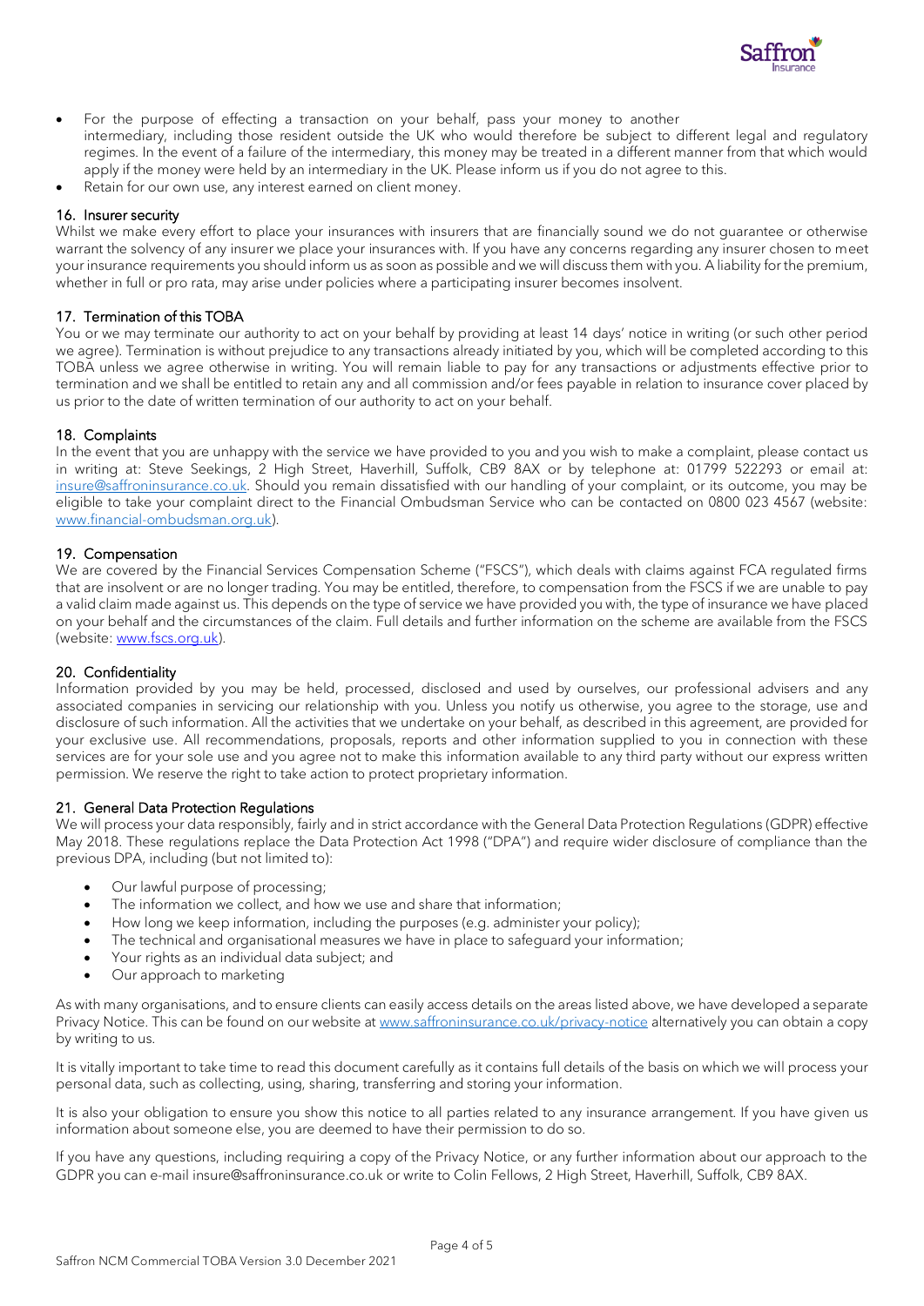- For the purpose of effecting a transaction on your behalf, pass your money to another intermediary, including those resident outside the UK who would therefore be subject to different legal and regulatory regimes. In the event of a failure of the intermediary, this money may be treated in a different manner from that which would apply if the money were held by an intermediary in the UK. Please inform us if you do not agree to this.
- Retain for our own use, any interest earned on client money.

## 16. Insurer security

Whilst we make every effort to place your insurances with insurers that are financially sound we do not guarantee or otherwise warrant the solvency of any insurer we place your insurances with. If you have any concerns regarding any insurer chosen to meet your insurance requirements you should inform us as soon as possible and we will discuss them with you. A liability for the premium, whether in full or pro rata, may arise under policies where a participating insurer becomes insolvent.

## 17. Termination of this TOBA

You or we may terminate our authority to act on your behalf by providing at least 14 days' notice in writing (or such other period we agree). Termination is without prejudice to any transactions already initiated by you, which will be completed according to this TOBA unless we agree otherwise in writing. You will remain liable to pay for any transactions or adjustments effective prior to termination and we shall be entitled to retain any and all commission and/or fees payable in relation to insurance cover placed by us prior to the date of written termination of our authority to act on your behalf.

## 18. Complaints

In the event that you are unhappy with the service we have provided to you and you wish to make a complaint, please contact us in writing at: Steve Seekings, 2 High Street, Haverhill, Suffolk, CB9 8AX or by telephone at: 01799 522293 or email at: insure@saffroninsurance.co.uk. Should you remain dissatisfied with our handling of your complaint, or its outcome, you may be eligible to take your complaint direct to the Financial Ombudsman Service who can be contacted on 0800 023 4567 (website: www.financial-ombudsman.org.uk).

## 19. Compensation

We are covered by the Financial Services Compensation Scheme ("FSCS"), which deals with claims against FCA regulated firms that are insolvent or are no longer trading. You may be entitled, therefore, to compensation from the FSCS if we are unable to pay a valid claim made against us. This depends on the type of service we have provided you with, the type of insurance we have placed on your behalf and the circumstances of the claim. Full details and further information on the scheme are available from the FSCS (website: www.fscs.org.uk).

## 20. Confidentiality

Information provided by you may be held, processed, disclosed and used by ourselves, our professional advisers and any associated companies in servicing our relationship with you. Unless you notify us otherwise, you agree to the storage, use and disclosure of such information. All the activities that we undertake on your behalf, as described in this agreement, are provided for your exclusive use. All recommendations, proposals, reports and other information supplied to you in connection with these services are for your sole use and you agree not to make this information available to any third party without our express written permission. We reserve the right to take action to protect proprietary information.

## 21. General Data Protection Regulations

We will process your data responsibly, fairly and in strict accordance with the General Data Protection Regulations (GDPR) effective May 2018. These regulations replace the Data Protection Act 1998 ("DPA") and require wider disclosure of compliance than the previous DPA, including (but not limited to):

- Our lawful purpose of processing;
- The information we collect, and how we use and share that information;
- How long we keep information, including the purposes (e.g. administer your policy);
- The technical and organisational measures we have in place to safeguard your information;
- Your rights as an individual data subject; and
- Our approach to marketing

As with many organisations, and to ensure clients can easily access details on the areas listed above, we have developed a separate Privacy Notice. This can be found on our website at www.saffroninsurance.co.uk/privacy-notice alternatively you can obtain a copy by writing to us.

It is vitally important to take time to read this document carefully as it contains full details of the basis on which we will process your personal data, such as collecting, using, sharing, transferring and storing your information.

It is also your obligation to ensure you show this notice to all parties related to any insurance arrangement. If you have given us information about someone else, you are deemed to have their permission to do so.

If you have any questions, including requiring a copy of the Privacy Notice, or any further information about our approach to the GDPR you can e-mail insure@saffroninsurance.co.uk or write to Colin Fellows, 2 High Street, Haverhill, Suffolk, CB9 8AX.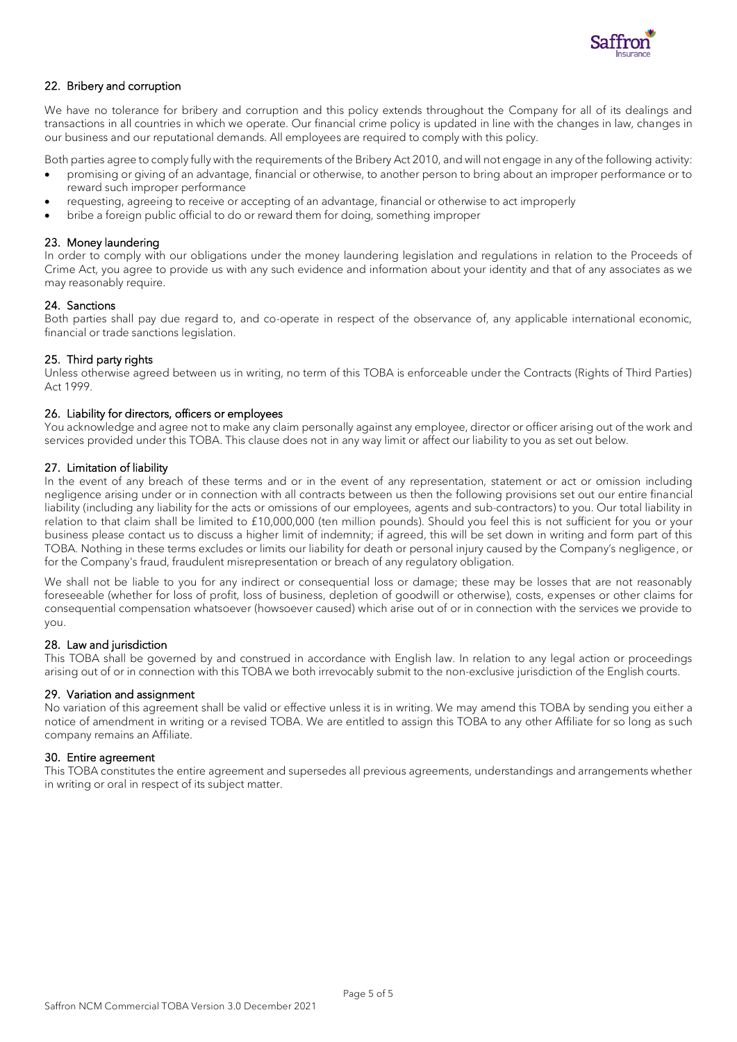## 22. Bribery and corruption

We have no tolerance for bribery and corruption and this policy extends throughout the Company for all of its dealings and transactions in all countries in which we operate. Our financial crime policy is updated in line with the changes in law, changes in our business and our reputational demands. All employees are required to comply with this policy.

Both parties agree to comply fully with the requirements of the Bribery Act 2010, and will not engage in any of the following activity:

- promising or giving of an advantage, financial or otherwise, to another person to bring about an improper performance or to reward such improper performance
- requesting, agreeing to receive or accepting of an advantage, financial or otherwise to act improperly
- bribe a foreign public official to do or reward them for doing, something improper

## 23. Money laundering

In order to comply with our obligations under the money laundering legislation and regulations in relation to the Proceeds of Crime Act, you agree to provide us with any such evidence and information about your identity and that of any associates as we may reasonably require.

## 24. Sanctions

Both parties shall pay due regard to, and co-operate in respect of the observance of, any applicable international economic, financial or trade sanctions legislation.

## 25. Third party rights

Unless otherwise agreed between us in writing, no term of this TOBA is enforceable under the Contracts (Rights of Third Parties) Act 1999.

## 26. Liability for directors, officers or employees

You acknowledge and agree not to make any claim personally against any employee, director or officer arising out of the work and services provided under this TOBA. This clause does not in any way limit or affect our liability to you as set out below.

## 27. Limitation of liability

In the event of any breach of these terms and or in the event of any representation, statement or act or omission including negligence arising under or in connection with all contracts between us then the following provisions set out our entire financial liability (including any liability for the acts or omissions of our employees, agents and sub-contractors) to you. Our total liability in relation to that claim shall be limited to £10,000,000 (ten million pounds). Should you feel this is not sufficient for you or your business please contact us to discuss a higher limit of indemnity; if agreed, this will be set down in writing and form part of this TOBA. Nothing in these terms excludes or limits our liability for death or personal injury caused by the Company's negligence, or for the Company's fraud, fraudulent misrepresentation or breach of any regulatory obligation.

We shall not be liable to you for any indirect or consequential loss or damage; these may be losses that are not reasonably foreseeable (whether for loss of profit, loss of business, depletion of goodwill or otherwise), costs, expenses or other claims for consequential compensation whatsoever (howsoever caused) which arise out of or in connection with the services we provide to you.

## 28. Law and jurisdiction

This TOBA shall be governed by and construed in accordance with English law. In relation to any legal action or proceedings arising out of or in connection with this TOBA we both irrevocably submit to the non-exclusive jurisdiction of the English courts.

## 29. Variation and assignment

No variation of this agreement shall be valid or effective unless it is in writing. We may amend this TOBA by sending you either a notice of amendment in writing or a revised TOBA. We are entitled to assign this TOBA to any other Affiliate for so long as such company remains an Affiliate.

## 30. Entire agreement

This TOBA constitutes the entire agreement and supersedes all previous agreements, understandings and arrangements whether in writing or oral in respect of its subject matter.